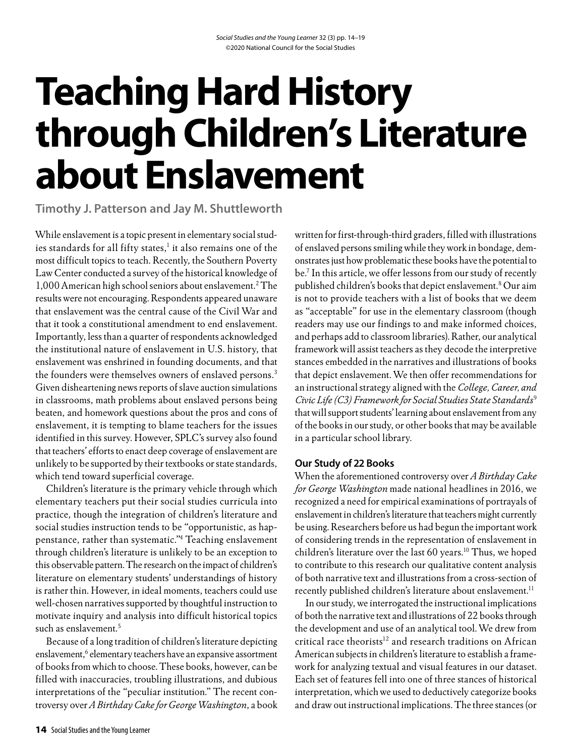# Teaching Hard History through Children's Literature about Enslavement

**Timothy J. Patterson and Jay M. Shuttleworth**

While enslavement is a topic present in elementary social studies standards for all fifty states,[1] it also remains one of the most difficult topics to teach. Recently, the Southern Poverty Law Center conducted a survey of the historical knowledge of 1,000 American high school seniors about enslavement.[2] The results were not encouraging. Respondents appeared unaware that enslavement was the central cause of the Civil War and that it took a constitutional amendment to end enslavement. Importantly, less than a quarter of respondents acknowledged the institutional nature of enslavement in U.S. history, that enslavement was enshrined in founding documents, and that the founders were themselves owners of enslaved persons.[3] Given disheartening news reports of slave auction simulations in classrooms, math problems about enslaved persons being beaten, and homework questions about the pros and cons of enslavement, it is tempting to blame teachers for the issues identified in this survey. However, SPLC's survey also found that teachers' efforts to enact deep coverage of enslavement are unlikely to be supported by their textbooks or state standards, which tend toward superficial coverage.

Children's literature is the primary vehicle through which elementary teachers put their social studies curricula into practice, though the integration of children's literature and social studies instruction tends to be "opportunistic, as happenstance, rather than systematic."[4] Teaching enslavement through children's literature is unlikely to be an exception to this observable pattern. The research on the impact of children's literature on elementary students' understandings of history is rather thin. However, in ideal moments, teachers could use well-chosen narratives supported by thoughtful instruction to motivate inquiry and analysis into difficult historical topics such as enslavement.[5]

Because of a long tradition of children's literature depicting enslavement,[6] elementary teachers have an expansive assortment of books from which to choose. These books, however, can be filled with inaccuracies, troubling illustrations, and dubious interpretations of the "peculiar institution." The recent controversy over *A Birthday Cake for George Washington*, a book written for first-through-third graders, filled with illustrations of enslaved persons smiling while they work in bondage, demonstrates just how problematic these books have the potential to be.[7] In this article, we offer lessons from our study of recently published children's books that depict enslavement.[8] Our aim is not to provide teachers with a list of books that we deem as "acceptable" for use in the elementary classroom (though readers may use our findings to and make informed choices, and perhaps add to classroom libraries). Rather, our analytical framework will assist teachers as they decode the interpretive stances embedded in the narratives and illustrations of books that depict enslavement. We then offer recommendations for an instructional strategy aligned with the *College, Career, and Civic Life (C3) Framework for Social Studies State Standards*[9] that will support students' learning about enslavement from any of the books in our study, or other books that may be available in a particular school library.

### Our Study of 22 Books

When the aforementioned controversy over *A Birthday Cake for George Washington* made national headlines in 2016, we recognized a need for empirical examinations of portrayals of enslavement in children's literature that teachers might currently be using. Researchers before us had begun the important work of considering trends in the representation of enslavement in children's literature over the last 60 years.[10] Thus, we hoped to contribute to this research our qualitative content analysis of both narrative text and illustrations from a cross-section of recently published children's literature about enslavement.[11]

In our study, we interrogated the instructional implications of both the narrative text and illustrations of 22 books through the development and use of an analytical tool. We drew from critical race theorists[12] and research traditions on African American subjects in children's literature to establish a framework for analyzing textual and visual features in our dataset. Each set of features fell into one of three stances of historical interpretation, which we used to deductively categorize books and draw out instructional implications. The three stances (or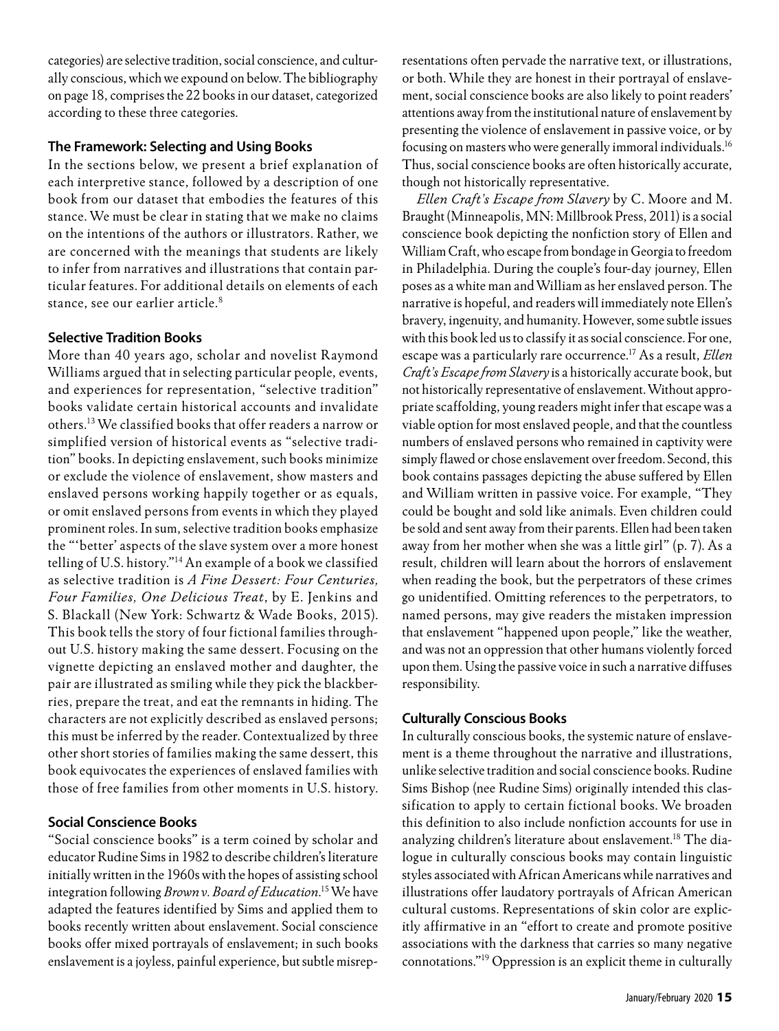categories) are selective tradition, social conscience, and culturally conscious, which we expound on below. The bibliography on page 18, comprises the 22 books in our dataset, categorized according to these three categories.

### The Framework: Selecting and Using Books

In the sections below, we present a brief explanation of each interpretive stance, followed by a description of one book from our dataset that embodies the features of this stance. We must be clear in stating that we make no claims on the intentions of the authors or illustrators. Rather, we are concerned with the meanings that students are likely to infer from narratives and illustrations that contain particular features. For additional details on elements of each stance, see our earlier article.[8]

### Selective Tradition Books

More than 40 years ago, scholar and novelist Raymond Williams argued that in selecting particular people, events, and experiences for representation, "selective tradition" books validate certain historical accounts and invalidate others.[13] We classified books that offer readers a narrow or simplified version of historical events as "selective tradition" books. In depicting enslavement, such books minimize or exclude the violence of enslavement, show masters and enslaved persons working happily together or as equals, or omit enslaved persons from events in which they played prominent roles. In sum, selective tradition books emphasize the "'better' aspects of the slave system over a more honest telling of U.S. history."[14] An example of a book we classified as selective tradition is *A Fine Dessert: Four Centuries, Four Families, One Delicious Treat*, by E. Jenkins and S. Blackall (New York: Schwartz & Wade Books, 2015). This book tells the story of four fictional families throughout U.S. history making the same dessert. Focusing on the vignette depicting an enslaved mother and daughter, the pair are illustrated as smiling while they pick the blackberries, prepare the treat, and eat the remnants in hiding. The characters are not explicitly described as enslaved persons; this must be inferred by the reader. Contextualized by three other short stories of families making the same dessert, this book equivocates the experiences of enslaved families with those of free families from other moments in U.S. history.

### Social Conscience Books

"Social conscience books" is a term coined by scholar and educator Rudine Sims in 1982 to describe children's literature initially written in the 1960s with the hopes of assisting school integration following *Brown v. Board of Education*.[15] We have adapted the features identified by Sims and applied them to books recently written about enslavement. Social conscience books offer mixed portrayals of enslavement; in such books enslavement is a joyless, painful experience, but subtle misrepresentations often pervade the narrative text, or illustrations, or both. While they are honest in their portrayal of enslavement, social conscience books are also likely to point readers' attentions away from the institutional nature of enslavement by presenting the violence of enslavement in passive voice, or by focusing on masters who were generally immoral individuals.[16] Thus, social conscience books are often historically accurate, though not historically representative.

*Ellen Craft's Escape from Slavery* by C. Moore and M. Braught (Minneapolis, MN: Millbrook Press, 2011) is a social conscience book depicting the nonfiction story of Ellen and William Craft, who escape from bondage in Georgia to freedom in Philadelphia. During the couple's four-day journey, Ellen poses as a white man and William as her enslaved person. The narrative is hopeful, and readers will immediately note Ellen's bravery, ingenuity, and humanity. However, some subtle issues with this book led us to classify it as social conscience. For one, escape was a particularly rare occurrence.[17] As a result, *Ellen Craft's Escape from Slavery* is a historically accurate book, but not historically representative of enslavement. Without appropriate scaffolding, young readers might infer that escape was a viable option for most enslaved people, and that the countless numbers of enslaved persons who remained in captivity were simply flawed or chose enslavement over freedom. Second, this book contains passages depicting the abuse suffered by Ellen and William written in passive voice. For example, "They could be bought and sold like animals. Even children could be sold and sent away from their parents. Ellen had been taken away from her mother when she was a little girl" (p. 7). As a result, children will learn about the horrors of enslavement when reading the book, but the perpetrators of these crimes go unidentified. Omitting references to the perpetrators, to named persons, may give readers the mistaken impression that enslavement "happened upon people," like the weather, and was not an oppression that other humans violently forced upon them. Using the passive voice in such a narrative diffuses responsibility.

### Culturally Conscious Books

In culturally conscious books, the systemic nature of enslavement is a theme throughout the narrative and illustrations, unlike selective tradition and social conscience books. Rudine Sims Bishop (nee Rudine Sims) originally intended this classification to apply to certain fictional books. We broaden this definition to also include nonfiction accounts for use in analyzing children's literature about enslavement.[18] The dialogue in culturally conscious books may contain linguistic styles associated with African Americans while narratives and illustrations offer laudatory portrayals of African American cultural customs. Representations of skin color are explicitly affirmative in an "effort to create and promote positive associations with the darkness that carries so many negative connotations."[19] Oppression is an explicit theme in culturally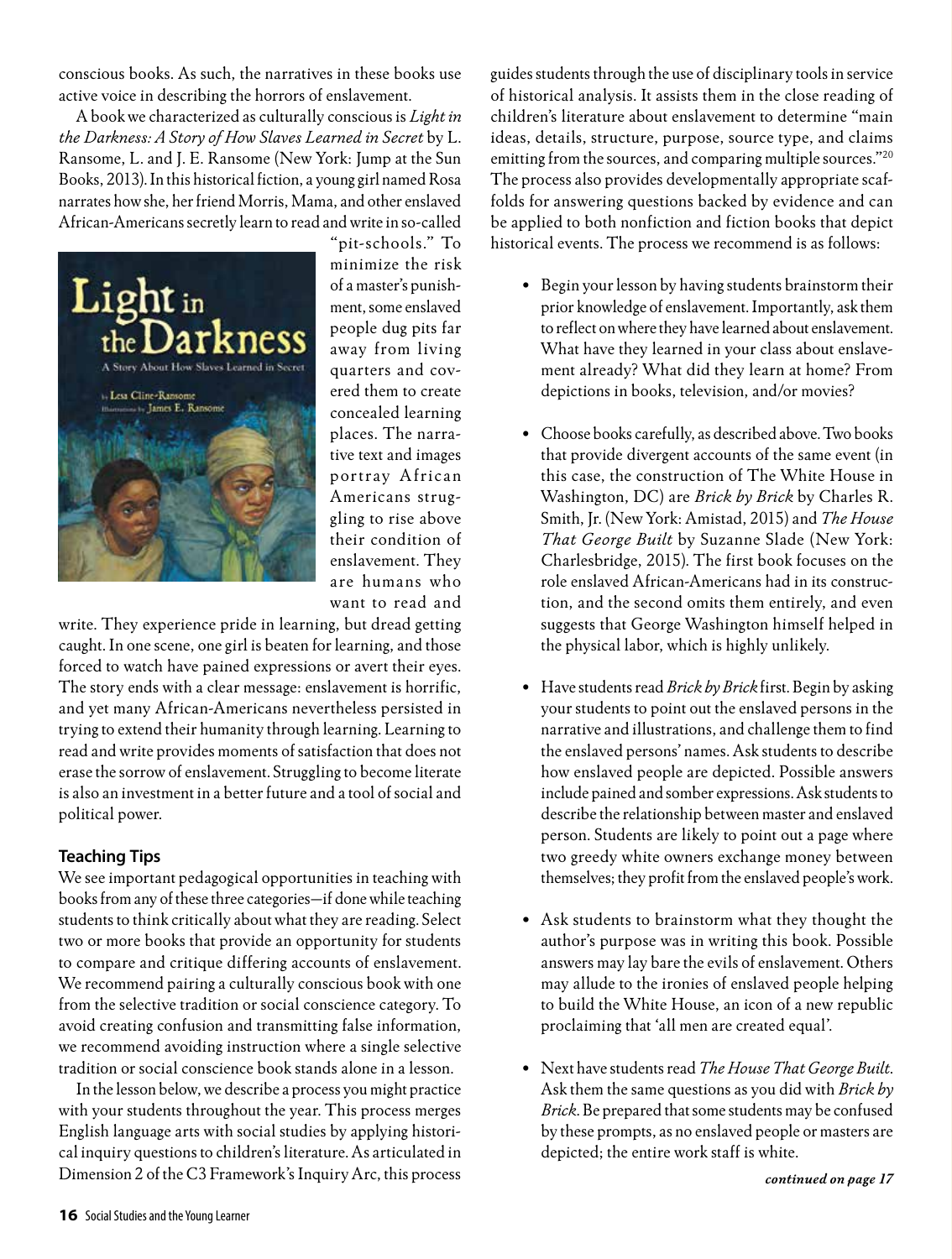conscious books. As such, the narratives in these books use active voice in describing the horrors of enslavement.

A book we characterized as culturally conscious is *Light in the Darkness: A Story of How Slaves Learned in Secret* by L. Ransome, L. and J. E. Ransome (New York: Jump at the Sun Books, 2013). In this historical fiction, a young girl named Rosa narrates how she, her friend Morris, Mama, and other enslaved African-Americans secretly learn to read and write in so-called "pit-schools." To minimize the risk of a master's punishment, some enslaved people dug pits far away from living quarters and covered them to create concealed learning places. The narrative text and images portray African Americans struggling to rise above their condition of enslavement. They are humans who want to read and write. They experience pride in learning, but dread getting caught. In one scene, one girl is beaten for learning, and those forced to watch have pained expressions or avert their eyes. The story ends with a clear message: enslavement is horrific, and yet many African-Americans nevertheless persisted in trying to extend their humanity through learning. Learning to read and write provides moments of satisfaction that does not erase the sorrow of enslavement. Struggling to become literate is also an investment in a better future and a tool of social and political power.

### Teaching Tips

We see important pedagogical opportunities in teaching with books from any of these three categories—if done while teaching students to think critically about what they are reading. Select two or more books that provide an opportunity for students to compare and critique differing accounts of enslavement. We recommend pairing a culturally conscious book with one from the selective tradition or social conscience category. To avoid creating confusion and transmitting false information, we recommend avoiding instruction where a single selective tradition or social conscience book stands alone in a lesson.

In the lesson below, we describe a process you might practice with your students throughout the year. This process merges English language arts with social studies by applying historical inquiry questions to children's literature. As articulated in Dimension 2 of the C3 Framework's Inquiry Arc, this process guides students through the use of disciplinary tools in service of historical analysis. It assists them in the close reading of children's literature about enslavement to determine "main ideas, details, structure, purpose, source type, and claims emitting from the sources, and comparing multiple sources."[20] The process also provides developmentally appropriate scaffolds for answering questions backed by evidence and can be applied to both nonfiction and fiction books that depict historical events. The process we recommend is as follows:

- Begin your lesson by having students brainstorm their prior knowledge of enslavement. Importantly, ask them to reflect on where they have learned about enslavement. What have they learned in your class about enslavement already? What did they learn at home? From depictions in books, television, and/or movies?

- Choose books carefully, as described above. Two books that provide divergent accounts of the same event (in this case, the construction of The White House in Washington, DC) are *Brick by Brick* by Charles R. Smith, Jr. (New York: Amistad, 2015) and *The House That George Built* by Suzanne Slade (New York: Charlesbridge, 2015). The first book focuses on the role enslaved African-Americans had in its construction, and the second omits them entirely, and even suggests that George Washington himself helped in the physical labor, which is highly unlikely.

- Have students read *Brick by Brick* first. Begin by asking your students to point out the enslaved persons in the narrative and illustrations, and challenge them to find the enslaved persons' names. Ask students to describe how enslaved people are depicted. Possible answers include pained and somber expressions. Ask students to describe the relationship between master and enslaved person. Students are likely to point out a page where two greedy white owners exchange money between themselves; they profit from the enslaved people's work.

- Ask students to brainstorm what they thought the author's purpose was in writing this book. Possible answers may lay bare the evils of enslavement. Others may allude to the ironies of enslaved people helping to build the White House, an icon of a new republic proclaiming that 'all men are created equal'.

- Next have students read *The House That George Built.* Ask them the same questions as you did with *Brick by Brick.* Be prepared that some students may be confused by these prompts, as no enslaved people or masters are depicted; the entire work staff is white.

***continued on page 17***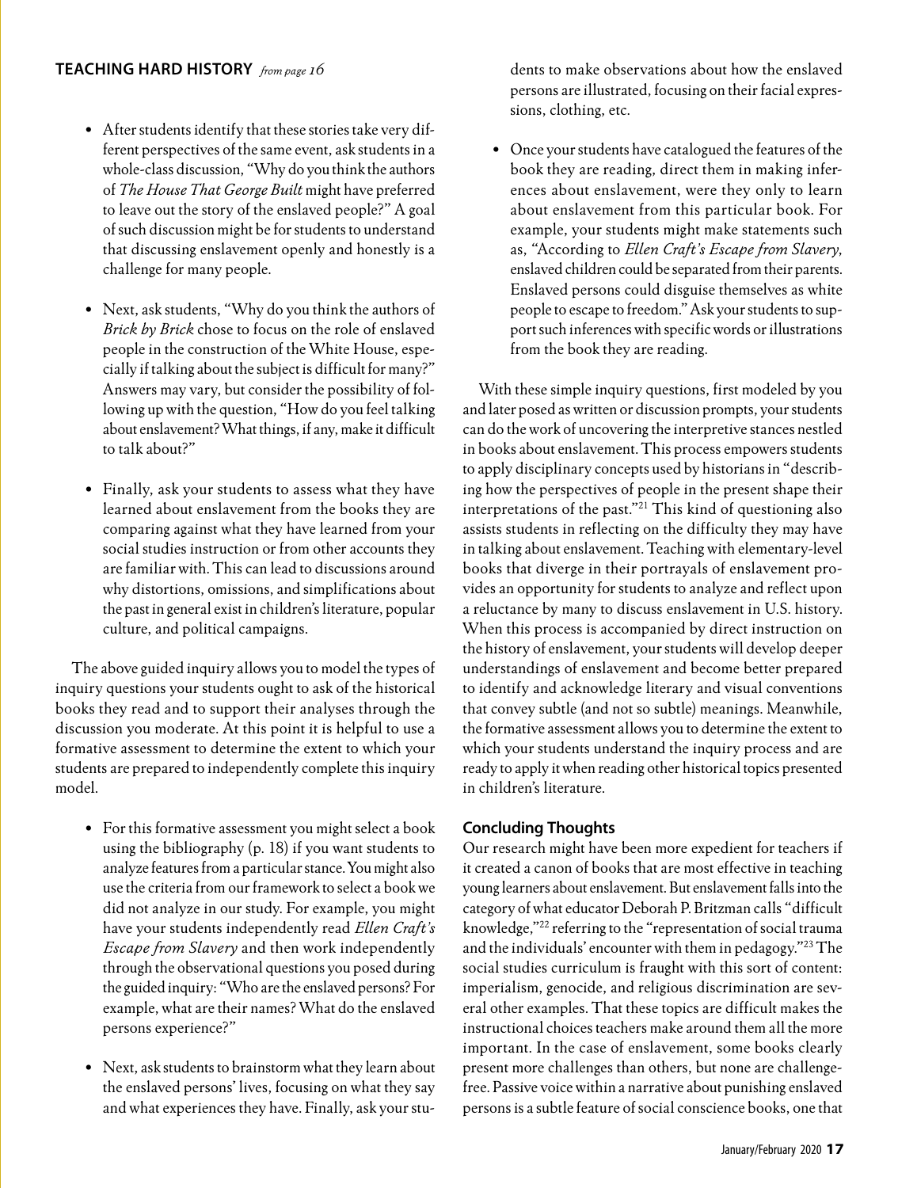**TEACHING HARD HISTORY** *from page 16*

- After students identify that these stories take very different perspectives of the same event, ask students in a whole-class discussion, "Why do you think the authors of *The House That George Built* might have preferred to leave out the story of the enslaved people?" A goal of such discussion might be for students to understand that discussing enslavement openly and honestly is a challenge for many people.

- Next, ask students, "Why do you think the authors of *Brick by Brick* chose to focus on the role of enslaved people in the construction of the White House, especially if talking about the subject is difficult for many?" Answers may vary, but consider the possibility of following up with the question, "How do you feel talking about enslavement? What things, if any, make it difficult to talk about?"

- Finally, ask your students to assess what they have learned about enslavement from the books they are comparing against what they have learned from your social studies instruction or from other accounts they are familiar with. This can lead to discussions around why distortions, omissions, and simplifications about the past in general exist in children's literature, popular culture, and political campaigns.

The above guided inquiry allows you to model the types of inquiry questions your students ought to ask of the historical books they read and to support their analyses through the discussion you moderate. At this point it is helpful to use a formative assessment to determine the extent to which your students are prepared to independently complete this inquiry model.

- For this formative assessment you might select a book using the bibliography (p. 18) if you want students to analyze features from a particular stance. You might also use the criteria from our framework to select a book we did not analyze in our study. For example, you might have your students independently read *Ellen Craft's Escape from Slavery* and then work independently through the observational questions you posed during the guided inquiry: "Who are the enslaved persons? For example, what are their names? What do the enslaved persons experience?"

- Next, ask students to brainstorm what they learn about the enslaved persons' lives, focusing on what they say and what experiences they have. Finally, ask your students to make observations about how the enslaved persons are illustrated, focusing on their facial expressions, clothing, etc.

- Once your students have catalogued the features of the book they are reading, direct them in making inferences about enslavement, were they only to learn about enslavement from this particular book. For example, your students might make statements such as, "According to *Ellen Craft's Escape from Slavery*, enslaved children could be separated from their parents. Enslaved persons could disguise themselves as white people to escape to freedom." Ask your students to support such inferences with specific words or illustrations from the book they are reading.

With these simple inquiry questions, first modeled by you and later posed as written or discussion prompts, your students can do the work of uncovering the interpretive stances nestled in books about enslavement. This process empowers students to apply disciplinary concepts used by historians in "describing how the perspectives of people in the present shape their interpretations of the past."[21] This kind of questioning also assists students in reflecting on the difficulty they may have in talking about enslavement. Teaching with elementary-level books that diverge in their portrayals of enslavement provides an opportunity for students to analyze and reflect upon a reluctance by many to discuss enslavement in U.S. history. When this process is accompanied by direct instruction on the history of enslavement, your students will develop deeper understandings of enslavement and become better prepared to identify and acknowledge literary and visual conventions that convey subtle (and not so subtle) meanings. Meanwhile, the formative assessment allows you to determine the extent to which your students understand the inquiry process and are ready to apply it when reading other historical topics presented in children's literature.

### Concluding Thoughts

Our research might have been more expedient for teachers if it created a canon of books that are most effective in teaching young learners about enslavement. But enslavement falls into the category of what educator Deborah P. Britzman calls "difficult knowledge,"[22] referring to the "representation of social trauma and the individuals' encounter with them in pedagogy."[23] The social studies curriculum is fraught with this sort of content: imperialism, genocide, and religious discrimination are several other examples. That these topics are difficult makes the instructional choices teachers make around them all the more important. In the case of enslavement, some books clearly present more challenges than others, but none are challenge-free. Passive voice within a narrative about punishing enslaved persons is a subtle feature of social conscience books, one that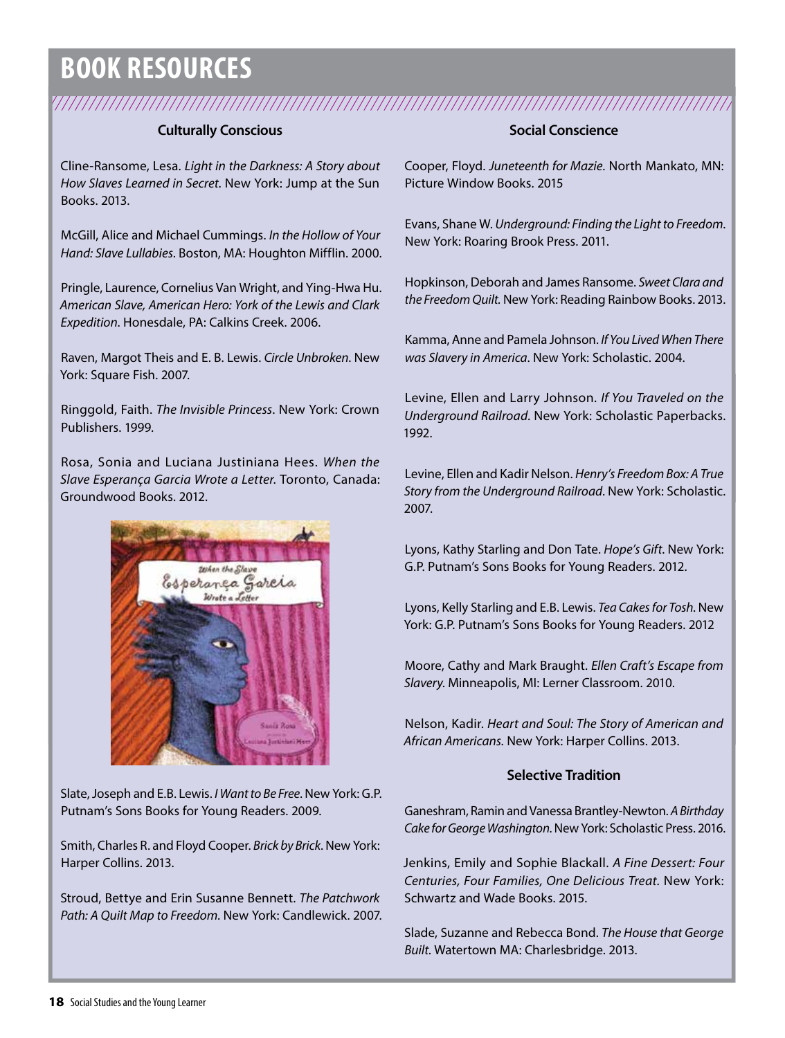# BOOK RESOURCES

### Culturally Conscious

Cline-Ransome, Lesa. *Light in the Darkness: A Story about How Slaves Learned in Secret*. New York: Jump at the Sun Books. 2013.

McGill, Alice and Michael Cummings. *In the Hollow of Your Hand: Slave Lullabies*. Boston, MA: Houghton Mifflin. 2000.

Pringle, Laurence, Cornelius Van Wright, and Ying-Hwa Hu. *American Slave, American Hero: York of the Lewis and Clark Expedition*. Honesdale, PA: Calkins Creek. 2006.

Raven, Margot Theis and E. B. Lewis. *Circle Unbroken*. New York: Square Fish. 2007.

Ringgold, Faith. *The Invisible Princess*. New York: Crown Publishers. 1999.

Rosa, Sonia and Luciana Justiniana Hees. *When the Slave Esperança Garcia Wrote a Letter*. Toronto, Canada: Groundwood Books. 2012.

Slate, Joseph and E.B. Lewis. *I Want to Be Free*. New York: G.P. Putnam's Sons Books for Young Readers. 2009.

Smith, Charles R. and Floyd Cooper. *Brick by Brick*. New York: Harper Collins. 2013.

Stroud, Bettye and Erin Susanne Bennett. *The Patchwork Path: A Quilt Map to Freedom*. New York: Candlewick. 2007.

### Social Conscience

Cooper, Floyd. *Juneteenth for Mazie*. North Mankato, MN: Picture Window Books. 2015

Evans, Shane W. *Underground: Finding the Light to Freedom*. New York: Roaring Brook Press. 2011.

Hopkinson, Deborah and James Ransome. *Sweet Clara and the Freedom Quilt*. New York: Reading Rainbow Books. 2013.

Kamma, Anne and Pamela Johnson. *If You Lived When There was Slavery in America*. New York: Scholastic. 2004.

Levine, Ellen and Larry Johnson. *If You Traveled on the Underground Railroad*. New York: Scholastic Paperbacks. 1992.

Levine, Ellen and Kadir Nelson. *Henry's Freedom Box: A True Story from the Underground Railroad*. New York: Scholastic. 2007.

Lyons, Kathy Starling and Don Tate. *Hope's Gift*. New York: G.P. Putnam's Sons Books for Young Readers. 2012.

Lyons, Kelly Starling and E.B. Lewis. *Tea Cakes for Tosh*. New York: G.P. Putnam's Sons Books for Young Readers. 2012

Moore, Cathy and Mark Braught. *Ellen Craft's Escape from Slavery*. Minneapolis, MI: Lerner Classroom. 2010.

Nelson, Kadir. *Heart and Soul: The Story of American and African Americans*. New York: Harper Collins. 2013.

### Selective Tradition

Ganeshram, Ramin and Vanessa Brantley-Newton. *A Birthday Cake for George Washington*. New York: Scholastic Press. 2016.

Jenkins, Emily and Sophie Blackall. *A Fine Dessert: Four Centuries, Four Families, One Delicious Treat*. New York: Schwartz and Wade Books. 2015.

Slade, Suzanne and Rebecca Bond. *The House that George Built*. Watertown MA: Charlesbridge. 2013.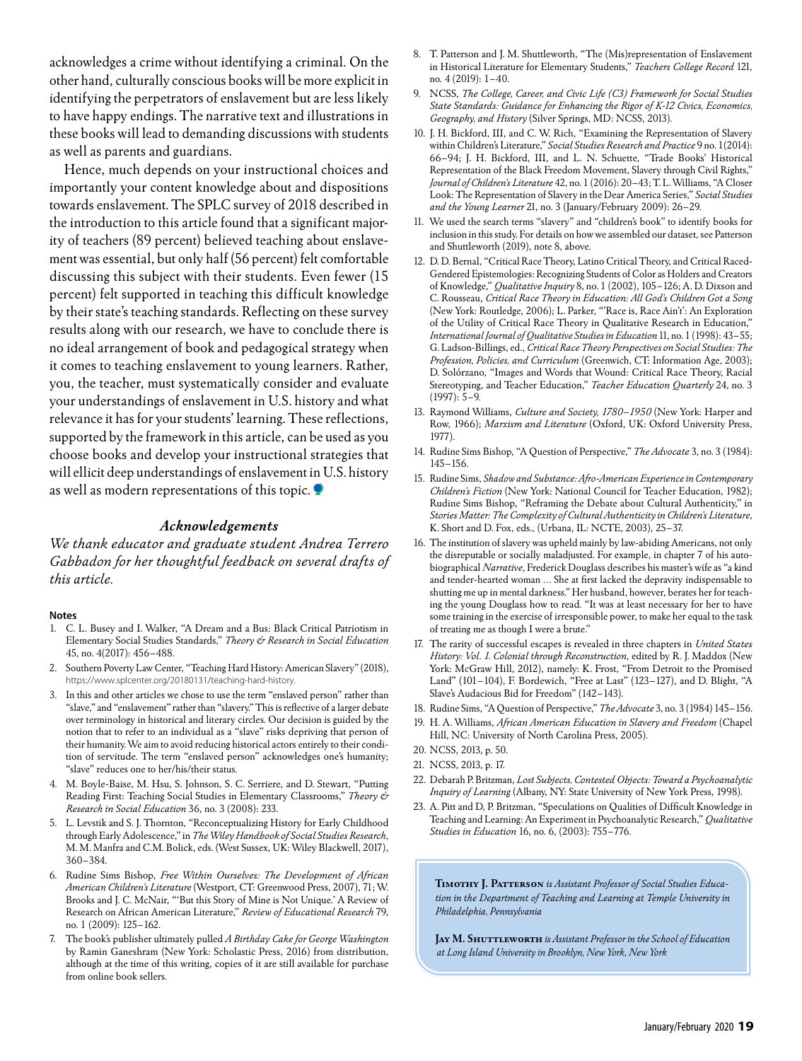acknowledges a crime without identifying a criminal. On the other hand, culturally conscious books will be more explicit in identifying the perpetrators of enslavement but are less likely to have happy endings. The narrative text and illustrations in these books will lead to demanding discussions with students as well as parents and guardians.

Hence, much depends on your instructional choices and importantly your content knowledge about and dispositions towards enslavement. The SPLC survey of 2018 described in the introduction to this article found that a significant majority of teachers (89 percent) believed teaching about enslavement was essential, but only half (56 percent) felt comfortable discussing this subject with their students. Even fewer (15 percent) felt supported in teaching this difficult knowledge by their state's teaching standards. Reflecting on these survey results along with our research, we have to conclude there is no ideal arrangement of book and pedagogical strategy when it comes to teaching enslavement to young learners. Rather, you, the teacher, must systematically consider and evaluate your understandings of enslavement in U.S. history and what relevance it has for your students' learning. These reflections, supported by the framework in this article, can be used as you choose books and develop your instructional strategies that will ellicit deep understandings of enslavement in U.S. history as well as modern representations of this topic.

### *Acknowledgements*

*We thank educator and graduate student Andrea Terrero Gabbadon for her thoughtful feedback on several drafts of this article.*

#### Notes

1. C. L. Busey and I. Walker, "A Dream and a Bus: Black Critical Patriotism in Elementary Social Studies Standards," *Theory & Research in Social Education* 45, no. 4(2017): 456–488.
2. Southern Poverty Law Center, "Teaching Hard History: American Slavery" (2018), https://www.splcenter.org/20180131/teaching-hard-history.
3. In this and other articles we chose to use the term "enslaved person" rather than "slave," and "enslavement" rather than "slavery." This is reflective of a larger debate over terminology in historical and literary circles. Our decision is guided by the notion that to refer to an individual as a "slave" risks depriving that person of their humanity. We aim to avoid reducing historical actors entirely to their condition of servitude. The term "enslaved person" acknowledges one's humanity; "slave" reduces one to her/his/their status.
4. M. Boyle-Baise, M. Hsu, S. Johnson, S. C. Serriere, and D. Stewart, "Putting Reading First: Teaching Social Studies in Elementary Classrooms," *Theory & Research in Social Education* 36, no. 3 (2008): 233.
5. L. Levstik and S. J. Thornton, "Reconceptualizing History for Early Childhood through Early Adolescence," in *The Wiley Handbook of Social Studies Research*, M. M. Manfra and C.M. Bolick, eds. (West Sussex, UK: Wiley Blackwell, 2017), 360–384.
6. Rudine Sims Bishop, *Free Within Ourselves: The Development of African American Children's Literature* (Westport, CT: Greenwood Press, 2007), 71; W. Brooks and J. C. McNair, "'But this Story of Mine is Not Unique.' A Review of Research on African American Literature," *Review of Educational Research* 79, no. 1 (2009): 125–162.
7. The book's publisher ultimately pulled *A Birthday Cake for George Washington* by Ramin Ganeshram (New York: Scholastic Press, 2016) from distribution, although at the time of this writing, copies of it are still available for purchase from online book sellers.
8. T. Patterson and J. M. Shuttleworth, "The (Mis)representation of Enslavement in Historical Literature for Elementary Students," *Teachers College Record* 121, no. 4 (2019): 1–40.
9. NCSS, *The College, Career, and Civic Life (C3) Framework for Social Studies State Standards: Guidance for Enhancing the Rigor of K-12 Civics, Economics, Geography, and History* (Silver Springs, MD: NCSS, 2013).
10. J. H. Bickford, III, and C. W. Rich, "Examining the Representation of Slavery within Children's Literature," *Social Studies Research and Practice* 9 no. 1(2014): 66–94; J. H. Bickford, III, and L. N. Schuette, "Trade Books' Historical Representation of the Black Freedom Movement, Slavery through Civil Rights," *Journal of Children's Literature* 42, no. 1 (2016): 20–43; T. L. Williams, "A Closer Look: The Representation of Slavery in the Dear America Series," *Social Studies and the Young Learner* 21, no. 3 (January/February 2009): 26–29.
11. We used the search terms "slavery" and "children's book" to identify books for inclusion in this study. For details on how we assembled our dataset, see Patterson and Shuttleworth (2019), note 8, above.
12. D. D. Bernal, "Critical Race Theory, Latino Critical Theory, and Critical Raced-Gendered Epistemologies: Recognizing Students of Color as Holders and Creators of Knowledge," *Qualitative Inquiry* 8, no. 1 (2002), 105–126; A. D. Dixson and C. Rousseau, *Critical Race Theory in Education: All God's Children Got a Song* (New York: Routledge, 2006); L. Parker, "'Race is, Race Ain't': An Exploration of the Utility of Critical Race Theory in Qualitative Research in Education," *International Journal of Qualitative Studies in Education* 11, no. 1 (1998): 43–55; G. Ladson-Billings, ed., *Critical Race Theory Perspectives on Social Studies: The Profession, Policies, and Curriculum* (Greenwich, CT: Information Age, 2003); D. Solórzano, "Images and Words that Wound: Critical Race Theory, Racial Stereotyping, and Teacher Education," *Teacher Education Quarterly* 24, no. 3 (1997): 5–9.
13. Raymond Williams, *Culture and Society, 1780–1950* (New York: Harper and Row, 1966); *Marxism and Literature* (Oxford, UK: Oxford University Press, 1977).
14. Rudine Sims Bishop, "A Question of Perspective," *The Advocate* 3, no. 3 (1984): 145–156.
15. Rudine Sims, *Shadow and Substance: Afro-American Experience in Contemporary Children's Fiction* (New York: National Council for Teacher Education, 1982); Rudine Sims Bishop, "Reframing the Debate about Cultural Authenticity," in *Stories Matter: The Complexity of Cultural Authenticity in Children's Literature*, K. Short and D. Fox, eds., (Urbana, IL: NCTE, 2003), 25–37.
16. The institution of slavery was upheld mainly by law-abiding Americans, not only the disreputable or socially maladjusted. For example, in chapter 7 of his autobiographical *Narrative*, Frederick Douglass describes his master's wife as "a kind and tender-hearted woman … She at first lacked the depravity indispensable to shutting me up in mental darkness." Her husband, however, berates her for teaching the young Douglass how to read. "It was at least necessary for her to have some training in the exercise of irresponsible power, to make her equal to the task of treating me as though I were a brute."
17. The rarity of successful escapes is revealed in three chapters in *United States History: Vol. 1. Colonial through Reconstruction*, edited by R. J. Maddox (New York: McGraw Hill, 2012), namely: K. Frost, "From Detroit to the Promised Land" (101–104), F. Bordewich, "Free at Last" (123–127), and D. Blight, "A Slave's Audacious Bid for Freedom" (142–143).
18. Rudine Sims, "A Question of Perspective," *The Advocate* 3, no. 3 (1984) 145–156.
19. H. A. Williams, *African American Education in Slavery and Freedom* (Chapel Hill, NC: University of North Carolina Press, 2005).
20. NCSS, 2013, p. 50.
21. NCSS, 2013, p. 17.
22. Debarah P. Britzman, *Lost Subjects, Contested Objects: Toward a Psychoanalytic Inquiry of Learning* (Albany, NY: State University of New York Press, 1998).
23. A. Pitt and D, P. Britzman, "Speculations on Qualities of Difficult Knowledge in Teaching and Learning: An Experiment in Psychoanalytic Research," *Qualitative Studies in Education* 16, no. 6, (2003): 755–776.

**Timothy J. Patterson** *is Assistant Professor of Social Studies Education in the Department of Teaching and Learning at Temple University in Philadelphia, Pennsylvania*

**Jay M. Shuttleworth** *is Assistant Professor in the School of Education at Long Island University in Brooklyn, New York, New York*